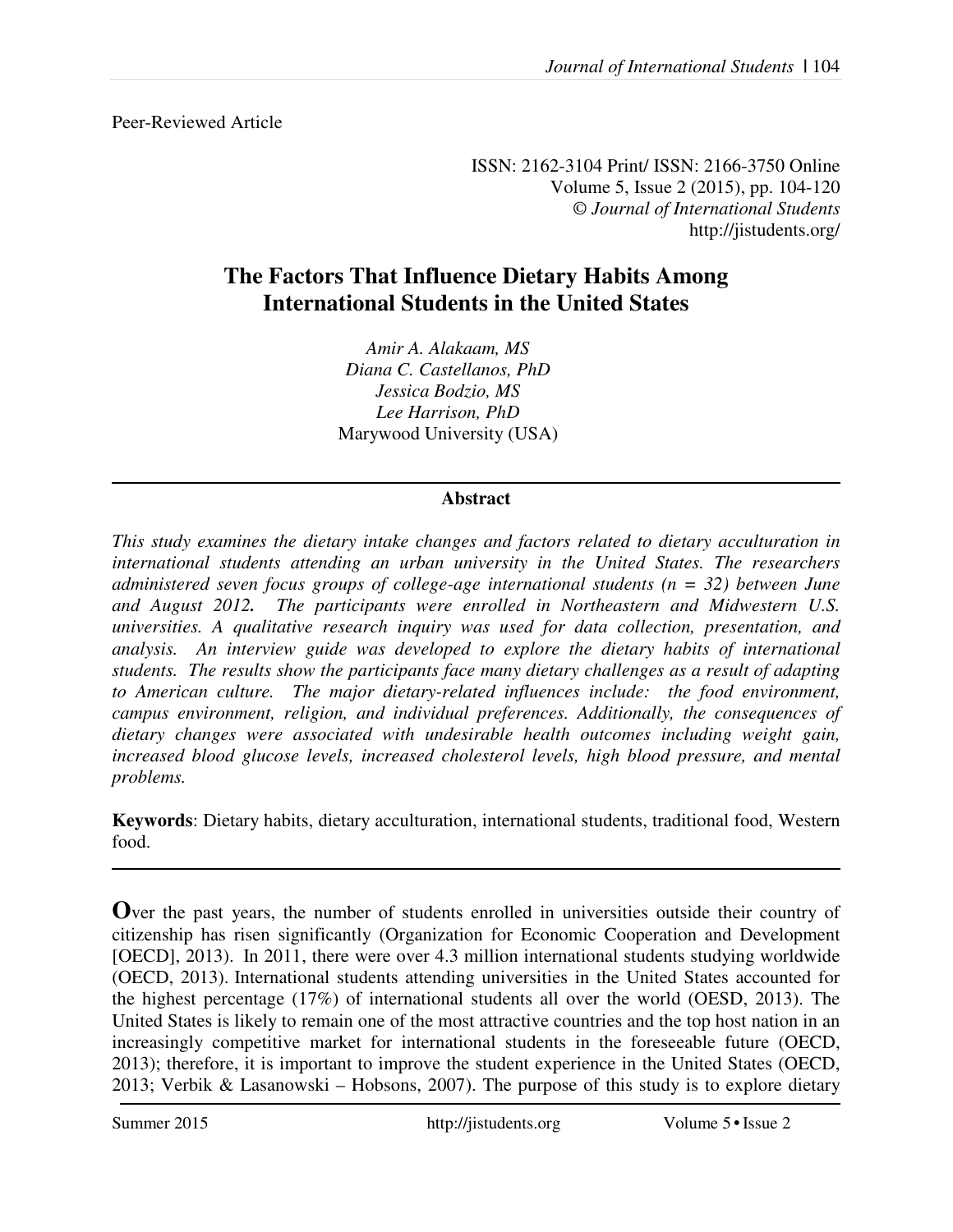Peer-Reviewed Article

ISSN: 2162-3104 Print/ ISSN: 2166-3750 Online
Volume 5, Issue 2 (2015), pp. 104-120
© *Journal of International Students*
http://jistudents.org/

# The Factors That Influence Dietary Habits Among International Students in the United States

*Amir A. Alakaam, MS*
*Diana C. Castellanos, PhD*
*Jessica Bodzio, MS*
*Lee Harrison, PhD*
Marywood University (USA)

---

## Abstract

*This study examines the dietary intake changes and factors related to dietary acculturation in international students attending an urban university in the United States. The researchers administered seven focus groups of college-age international students (n = 32) between June and August 2012.* **.** *The participants were enrolled in Northeastern and Midwestern U.S. universities. A qualitative research inquiry was used for data collection, presentation, and analysis. An interview guide was developed to explore the dietary habits of international students. The results show the participants face many dietary challenges as a result of adapting to American culture. The major dietary-related influences include: the food environment, campus environment, religion, and individual preferences. Additionally, the consequences of dietary changes were associated with undesirable health outcomes including weight gain, increased blood glucose levels, increased cholesterol levels, high blood pressure, and mental problems.*

**Keywords**: Dietary habits, dietary acculturation, international students, traditional food, Western food.

---

**O**ver the past years, the number of students enrolled in universities outside their country of citizenship has risen significantly (Organization for Economic Cooperation and Development [OECD], 2013). In 2011, there were over 4.3 million international students studying worldwide (OECD, 2013). International students attending universities in the United States accounted for the highest percentage (17%) of international students all over the world (OESD, 2013). The United States is likely to remain one of the most attractive countries and the top host nation in an increasingly competitive market for international students in the foreseeable future (OECD, 2013); therefore, it is important to improve the student experience in the United States (OECD, 2013; Verbik & Lasanowski – Hobsons, 2007). The purpose of this study is to explore dietary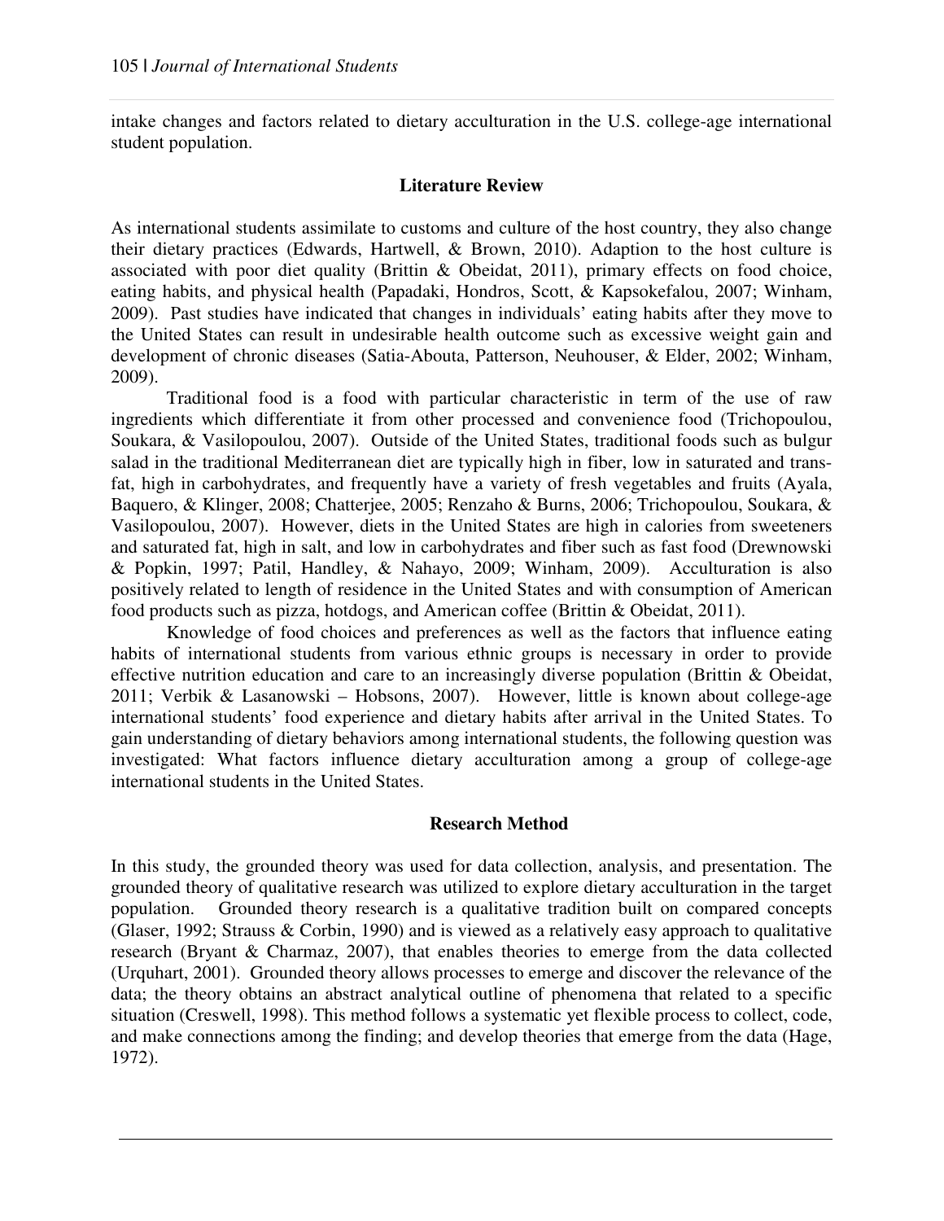intake changes and factors related to dietary acculturation in the U.S. college-age international student population.

## Literature Review

As international students assimilate to customs and culture of the host country, they also change their dietary practices (Edwards, Hartwell, & Brown, 2010). Adaption to the host culture is associated with poor diet quality (Brittin & Obeidat, 2011), primary effects on food choice, eating habits, and physical health (Papadaki, Hondros, Scott, & Kapsokefalou, 2007; Winham, 2009). Past studies have indicated that changes in individuals' eating habits after they move to the United States can result in undesirable health outcome such as excessive weight gain and development of chronic diseases (Satia-Abouta, Patterson, Neuhouser, & Elder, 2002; Winham, 2009).

Traditional food is a food with particular characteristic in term of the use of raw ingredients which differentiate it from other processed and convenience food (Trichopoulou, Soukara, & Vasilopoulou, 2007). Outside of the United States, traditional foods such as bulgur salad in the traditional Mediterranean diet are typically high in fiber, low in saturated and trans-fat, high in carbohydrates, and frequently have a variety of fresh vegetables and fruits (Ayala, Baquero, & Klinger, 2008; Chatterjee, 2005; Renzaho & Burns, 2006; Trichopoulou, Soukara, & Vasilopoulou, 2007). However, diets in the United States are high in calories from sweeteners and saturated fat, high in salt, and low in carbohydrates and fiber such as fast food (Drewnowski & Popkin, 1997; Patil, Handley, & Nahayo, 2009; Winham, 2009). Acculturation is also positively related to length of residence in the United States and with consumption of American food products such as pizza, hotdogs, and American coffee (Brittin & Obeidat, 2011).

Knowledge of food choices and preferences as well as the factors that influence eating habits of international students from various ethnic groups is necessary in order to provide effective nutrition education and care to an increasingly diverse population (Brittin & Obeidat, 2011; Verbik & Lasanowski – Hobsons, 2007). However, little is known about college-age international students' food experience and dietary habits after arrival in the United States. To gain understanding of dietary behaviors among international students, the following question was investigated: What factors influence dietary acculturation among a group of college-age international students in the United States.

## Research Method

In this study, the grounded theory was used for data collection, analysis, and presentation. The grounded theory of qualitative research was utilized to explore dietary acculturation in the target population. Grounded theory research is a qualitative tradition built on compared concepts (Glaser, 1992; Strauss & Corbin, 1990) and is viewed as a relatively easy approach to qualitative research (Bryant & Charmaz, 2007), that enables theories to emerge from the data collected (Urquhart, 2001). Grounded theory allows processes to emerge and discover the relevance of the data; the theory obtains an abstract analytical outline of phenomena that related to a specific situation (Creswell, 1998). This method follows a systematic yet flexible process to collect, code, and make connections among the finding; and develop theories that emerge from the data (Hage, 1972).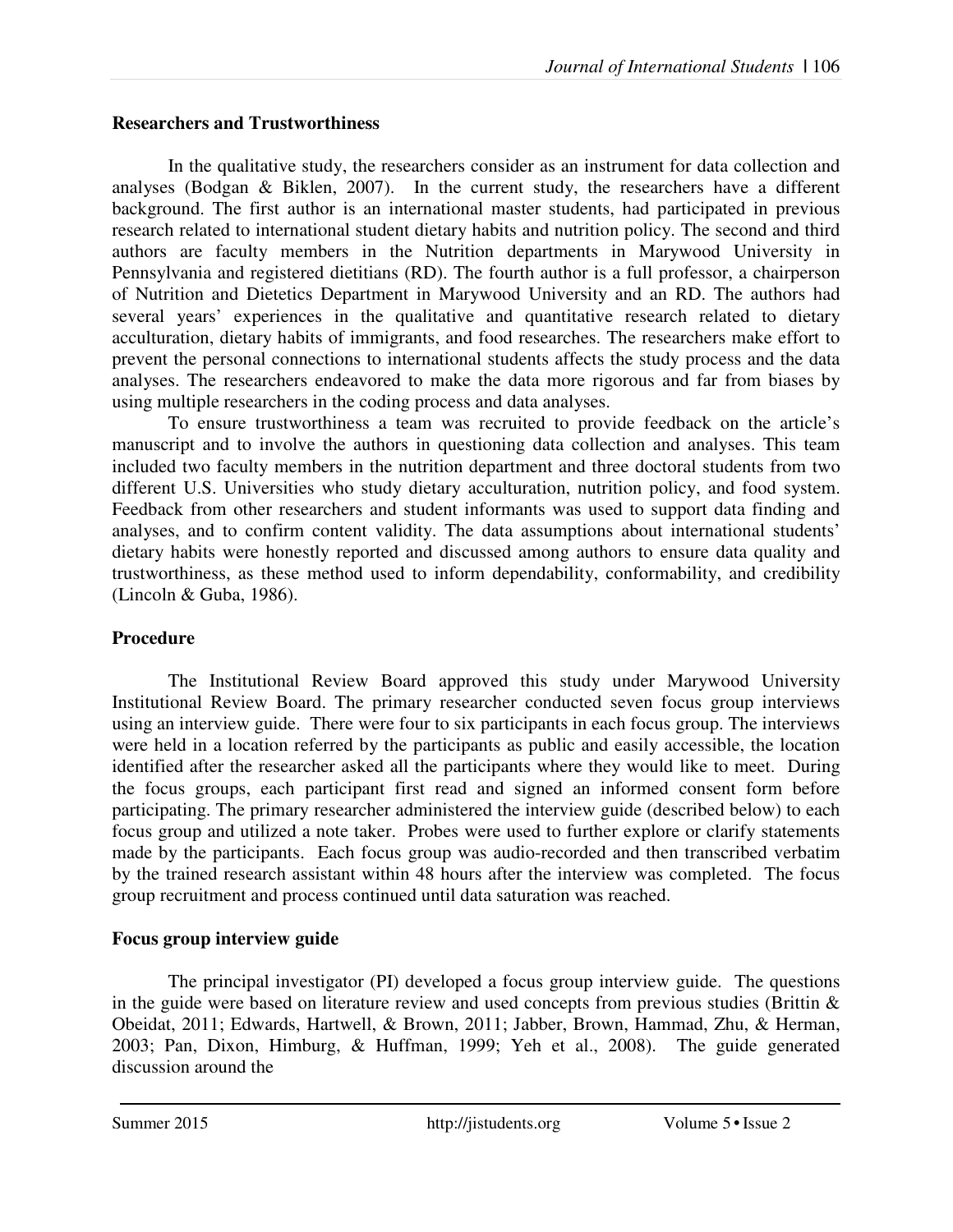**Researchers and Trustworthiness**

In the qualitative study, the researchers consider as an instrument for data collection and analyses (Bodgan & Biklen, 2007). In the current study, the researchers have a different background. The first author is an international master students, had participated in previous research related to international student dietary habits and nutrition policy. The second and third authors are faculty members in the Nutrition departments in Marywood University in Pennsylvania and registered dietitians (RD). The fourth author is a full professor, a chairperson of Nutrition and Dietetics Department in Marywood University and an RD. The authors had several years' experiences in the qualitative and quantitative research related to dietary acculturation, dietary habits of immigrants, and food researches. The researchers make effort to prevent the personal connections to international students affects the study process and the data analyses. The researchers endeavored to make the data more rigorous and far from biases by using multiple researchers in the coding process and data analyses.

To ensure trustworthiness a team was recruited to provide feedback on the article's manuscript and to involve the authors in questioning data collection and analyses. This team included two faculty members in the nutrition department and three doctoral students from two different U.S. Universities who study dietary acculturation, nutrition policy, and food system. Feedback from other researchers and student informants was used to support data finding and analyses, and to confirm content validity. The data assumptions about international students' dietary habits were honestly reported and discussed among authors to ensure data quality and trustworthiness, as these method used to inform dependability, conformability, and credibility (Lincoln & Guba, 1986).

**Procedure**

The Institutional Review Board approved this study under Marywood University Institutional Review Board. The primary researcher conducted seven focus group interviews using an interview guide. There were four to six participants in each focus group. The interviews were held in a location referred by the participants as public and easily accessible, the location identified after the researcher asked all the participants where they would like to meet. During the focus groups, each participant first read and signed an informed consent form before participating. The primary researcher administered the interview guide (described below) to each focus group and utilized a note taker. Probes were used to further explore or clarify statements made by the participants. Each focus group was audio-recorded and then transcribed verbatim by the trained research assistant within 48 hours after the interview was completed. The focus group recruitment and process continued until data saturation was reached.

**Focus group interview guide**

The principal investigator (PI) developed a focus group interview guide. The questions in the guide were based on literature review and used concepts from previous studies (Brittin & Obeidat, 2011; Edwards, Hartwell, & Brown, 2011; Jabber, Brown, Hammad, Zhu, & Herman, 2003; Pan, Dixon, Himburg, & Huffman, 1999; Yeh et al., 2008). The guide generated discussion around the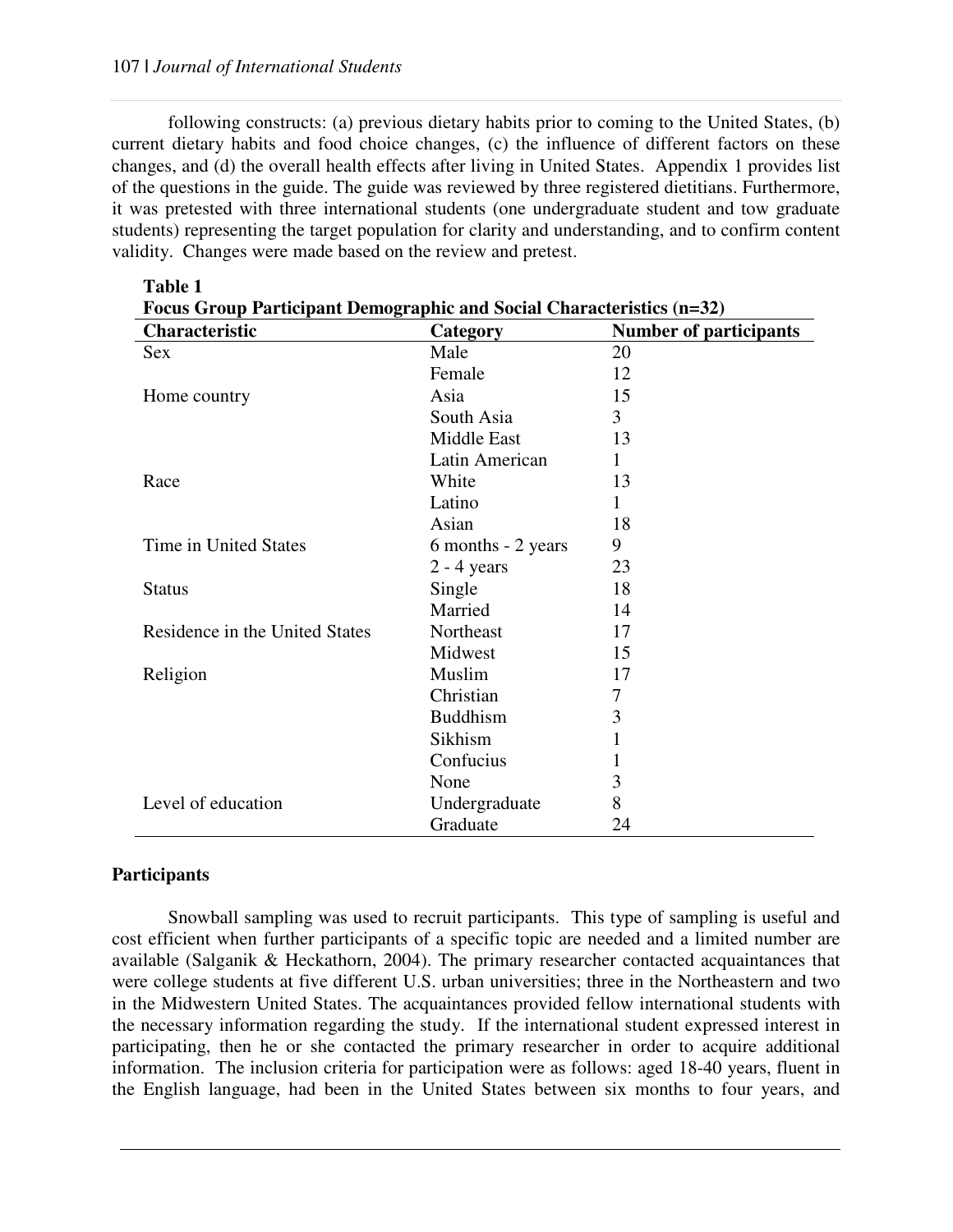following constructs: (a) previous dietary habits prior to coming to the United States, (b) current dietary habits and food choice changes, (c) the influence of different factors on these changes, and (d) the overall health effects after living in United States. Appendix 1 provides list of the questions in the guide. The guide was reviewed by three registered dietitians. Furthermore, it was pretested with three international students (one undergraduate student and tow graduate students) representing the target population for clarity and understanding, and to confirm content validity. Changes were made based on the review and pretest.

**Table 1**
**Focus Group Participant Demographic and Social Characteristics (n=32)**

| Characteristic | Category | Number of participants |
|---|---|---|
| Sex | Male | 20 |
| | Female | 12 |
| Home country | Asia | 15 |
| | South Asia | 3 |
| | Middle East | 13 |
| | Latin American | 1 |
| Race | White | 13 |
| | Latino | 1 |
| | Asian | 18 |
| Time in United States | 6 months - 2 years | 9 |
| | 2 - 4 years | 23 |
| Status | Single | 18 |
| | Married | 14 |
| Residence in the United States | Northeast | 17 |
| | Midwest | 15 |
| Religion | Muslim | 17 |
| | Christian | 7 |
| | Buddhism | 3 |
| | Sikhism | 1 |
| | Confucius | 1 |
| | None | 3 |
| Level of education | Undergraduate | 8 |
| | Graduate | 24 |

## Participants

Snowball sampling was used to recruit participants. This type of sampling is useful and cost efficient when further participants of a specific topic are needed and a limited number are available (Salganik & Heckathorn, 2004). The primary researcher contacted acquaintances that were college students at five different U.S. urban universities; three in the Northeastern and two in the Midwestern United States. The acquaintances provided fellow international students with the necessary information regarding the study. If the international student expressed interest in participating, then he or she contacted the primary researcher in order to acquire additional information. The inclusion criteria for participation were as follows: aged 18-40 years, fluent in the English language, had been in the United States between six months to four years, and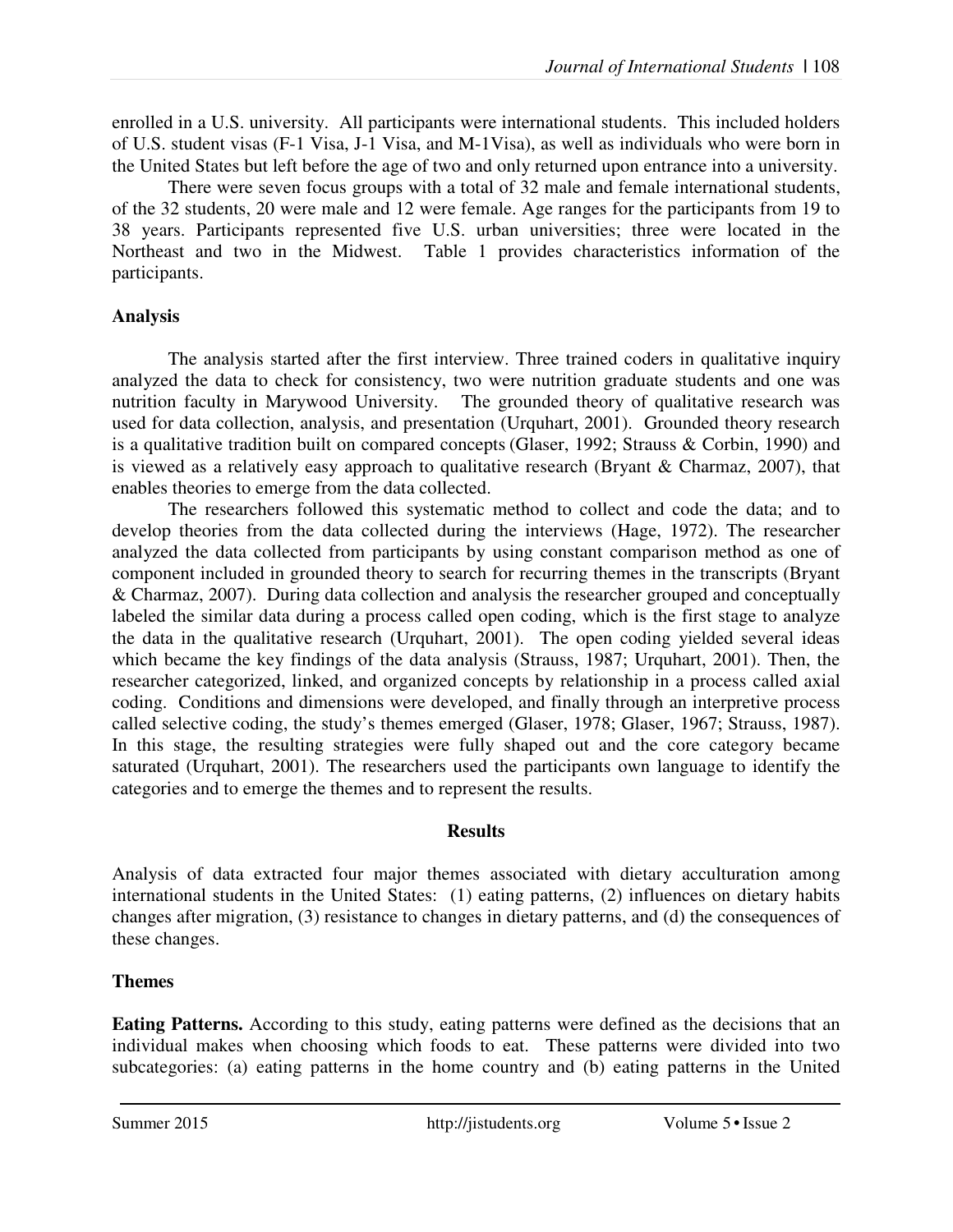enrolled in a U.S. university. All participants were international students. This included holders of U.S. student visas (F-1 Visa, J-1 Visa, and M-1Visa), as well as individuals who were born in the United States but left before the age of two and only returned upon entrance into a university.

There were seven focus groups with a total of 32 male and female international students, of the 32 students, 20 were male and 12 were female. Age ranges for the participants from 19 to 38 years. Participants represented five U.S. urban universities; three were located in the Northeast and two in the Midwest. Table 1 provides characteristics information of the participants.

## Analysis

The analysis started after the first interview. Three trained coders in qualitative inquiry analyzed the data to check for consistency, two were nutrition graduate students and one was nutrition faculty in Marywood University. The grounded theory of qualitative research was used for data collection, analysis, and presentation (Urquhart, 2001). Grounded theory research is a qualitative tradition built on compared concepts (Glaser, 1992; Strauss & Corbin, 1990) and is viewed as a relatively easy approach to qualitative research (Bryant & Charmaz, 2007), that enables theories to emerge from the data collected.

The researchers followed this systematic method to collect and code the data; and to develop theories from the data collected during the interviews (Hage, 1972). The researcher analyzed the data collected from participants by using constant comparison method as one of component included in grounded theory to search for recurring themes in the transcripts (Bryant & Charmaz, 2007). During data collection and analysis the researcher grouped and conceptually labeled the similar data during a process called open coding, which is the first stage to analyze the data in the qualitative research (Urquhart, 2001). The open coding yielded several ideas which became the key findings of the data analysis (Strauss, 1987; Urquhart, 2001). Then, the researcher categorized, linked, and organized concepts by relationship in a process called axial coding. Conditions and dimensions were developed, and finally through an interpretive process called selective coding, the study's themes emerged (Glaser, 1978; Glaser, 1967; Strauss, 1987). In this stage, the resulting strategies were fully shaped out and the core category became saturated (Urquhart, 2001). The researchers used the participants own language to identify the categories and to emerge the themes and to represent the results.

## Results

Analysis of data extracted four major themes associated with dietary acculturation among international students in the United States: (1) eating patterns, (2) influences on dietary habits changes after migration, (3) resistance to changes in dietary patterns, and (d) the consequences of these changes.

## Themes

**Eating Patterns.** According to this study, eating patterns were defined as the decisions that an individual makes when choosing which foods to eat. These patterns were divided into two subcategories: (a) eating patterns in the home country and (b) eating patterns in the United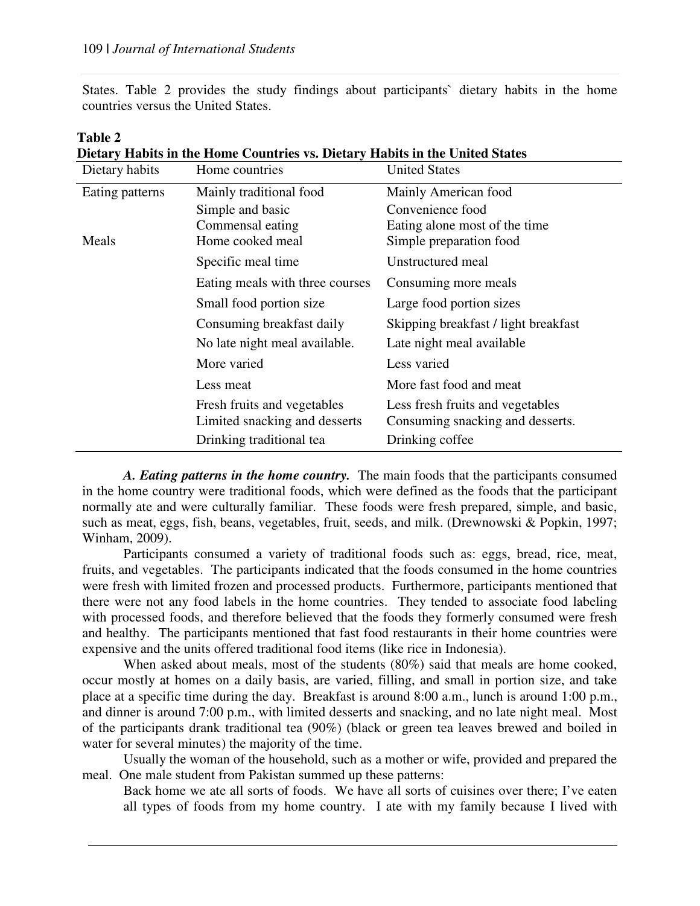States. Table 2 provides the study findings about participants` dietary habits in the home countries versus the United States.

**Table 2**
**Dietary Habits in the Home Countries vs. Dietary Habits in the United States**

| Dietary habits | Home countries | United States |
|---|---|---|
| Eating patterns | Mainly traditional food | Mainly American food |
| | Simple and basic | Convenience food |
| | Commensal eating | Eating alone most of the time |
| Meals | Home cooked meal | Simple preparation food |
| | Specific meal time | Unstructured meal |
| | Eating meals with three courses | Consuming more meals |
| | Small food portion size | Large food portion sizes |
| | Consuming breakfast daily | Skipping breakfast / light breakfast |
| | No late night meal available. | Late night meal available |
| | More varied | Less varied |
| | Less meat | More fast food and meat |
| | Fresh fruits and vegetables | Less fresh fruits and vegetables |
| | Limited snacking and desserts | Consuming snacking and desserts. |
| | Drinking traditional tea | Drinking coffee |

***A. Eating patterns in the home country.*** The main foods that the participants consumed in the home country were traditional foods, which were defined as the foods that the participant normally ate and were culturally familiar. These foods were fresh prepared, simple, and basic, such as meat, eggs, fish, beans, vegetables, fruit, seeds, and milk. (Drewnowski & Popkin, 1997; Winham, 2009).

Participants consumed a variety of traditional foods such as: eggs, bread, rice, meat, fruits, and vegetables. The participants indicated that the foods consumed in the home countries were fresh with limited frozen and processed products. Furthermore, participants mentioned that there were not any food labels in the home countries. They tended to associate food labeling with processed foods, and therefore believed that the foods they formerly consumed were fresh and healthy. The participants mentioned that fast food restaurants in their home countries were expensive and the units offered traditional food items (like rice in Indonesia).

When asked about meals, most of the students (80%) said that meals are home cooked, occur mostly at homes on a daily basis, are varied, filling, and small in portion size, and take place at a specific time during the day. Breakfast is around 8:00 a.m., lunch is around 1:00 p.m., and dinner is around 7:00 p.m., with limited desserts and snacking, and no late night meal. Most of the participants drank traditional tea (90%) (black or green tea leaves brewed and boiled in water for several minutes) the majority of the time.

Usually the woman of the household, such as a mother or wife, provided and prepared the meal. One male student from Pakistan summed up these patterns:

> Back home we ate all sorts of foods. We have all sorts of cuisines over there; I've eaten all types of foods from my home country. I ate with my family because I lived with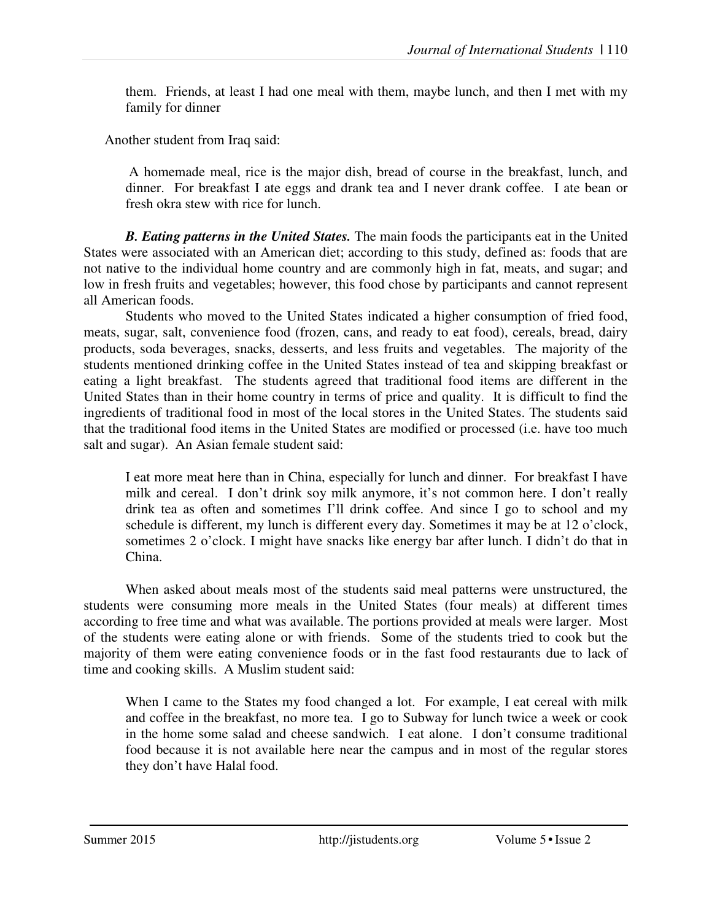> them. Friends, at least I had one meal with them, maybe lunch, and then I met with my family for dinner

Another student from Iraq said:

> A homemade meal, rice is the major dish, bread of course in the breakfast, lunch, and dinner. For breakfast I ate eggs and drank tea and I never drank coffee. I ate bean or fresh okra stew with rice for lunch.

***B. Eating patterns in the United States.*** The main foods the participants eat in the United States were associated with an American diet; according to this study, defined as: foods that are not native to the individual home country and are commonly high in fat, meats, and sugar; and low in fresh fruits and vegetables; however, this food chose by participants and cannot represent all American foods.

Students who moved to the United States indicated a higher consumption of fried food, meats, sugar, salt, convenience food (frozen, cans, and ready to eat food), cereals, bread, dairy products, soda beverages, snacks, desserts, and less fruits and vegetables. The majority of the students mentioned drinking coffee in the United States instead of tea and skipping breakfast or eating a light breakfast. The students agreed that traditional food items are different in the United States than in their home country in terms of price and quality. It is difficult to find the ingredients of traditional food in most of the local stores in the United States. The students said that the traditional food items in the United States are modified or processed (i.e. have too much salt and sugar). An Asian female student said:

> I eat more meat here than in China, especially for lunch and dinner. For breakfast I have milk and cereal. I don't drink soy milk anymore, it's not common here. I don't really drink tea as often and sometimes I'll drink coffee. And since I go to school and my schedule is different, my lunch is different every day. Sometimes it may be at 12 o'clock, sometimes 2 o'clock. I might have snacks like energy bar after lunch. I didn't do that in China.

When asked about meals most of the students said meal patterns were unstructured, the students were consuming more meals in the United States (four meals) at different times according to free time and what was available. The portions provided at meals were larger. Most of the students were eating alone or with friends. Some of the students tried to cook but the majority of them were eating convenience foods or in the fast food restaurants due to lack of time and cooking skills. A Muslim student said:

> When I came to the States my food changed a lot. For example, I eat cereal with milk and coffee in the breakfast, no more tea. I go to Subway for lunch twice a week or cook in the home some salad and cheese sandwich. I eat alone. I don't consume traditional food because it is not available here near the campus and in most of the regular stores they don't have Halal food.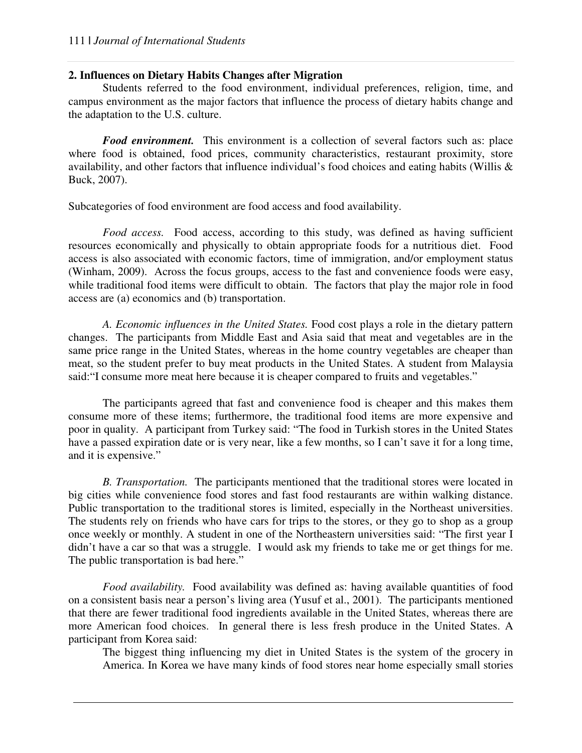## 2. Influences on Dietary Habits Changes after Migration

Students referred to the food environment, individual preferences, religion, time, and campus environment as the major factors that influence the process of dietary habits change and the adaptation to the U.S. culture.

***Food environment.*** This environment is a collection of several factors such as: place where food is obtained, food prices, community characteristics, restaurant proximity, store availability, and other factors that influence individual's food choices and eating habits (Willis & Buck, 2007).

Subcategories of food environment are food access and food availability.

*Food access.* Food access, according to this study, was defined as having sufficient resources economically and physically to obtain appropriate foods for a nutritious diet. Food access is also associated with economic factors, time of immigration, and/or employment status (Winham, 2009). Across the focus groups, access to the fast and convenience foods were easy, while traditional food items were difficult to obtain. The factors that play the major role in food access are (a) economics and (b) transportation.

*A. Economic influences in the United States.* Food cost plays a role in the dietary pattern changes. The participants from Middle East and Asia said that meat and vegetables are in the same price range in the United States, whereas in the home country vegetables are cheaper than meat, so the student prefer to buy meat products in the United States. A student from Malaysia said:"I consume more meat here because it is cheaper compared to fruits and vegetables."

The participants agreed that fast and convenience food is cheaper and this makes them consume more of these items; furthermore, the traditional food items are more expensive and poor in quality. A participant from Turkey said: "The food in Turkish stores in the United States have a passed expiration date or is very near, like a few months, so I can't save it for a long time, and it is expensive."

*B. Transportation.* The participants mentioned that the traditional stores were located in big cities while convenience food stores and fast food restaurants are within walking distance. Public transportation to the traditional stores is limited, especially in the Northeast universities. The students rely on friends who have cars for trips to the stores, or they go to shop as a group once weekly or monthly. A student in one of the Northeastern universities said: "The first year I didn't have a car so that was a struggle. I would ask my friends to take me or get things for me. The public transportation is bad here."

*Food availability.* Food availability was defined as: having available quantities of food on a consistent basis near a person's living area (Yusuf et al., 2001). The participants mentioned that there are fewer traditional food ingredients available in the United States, whereas there are more American food choices. In general there is less fresh produce in the United States. A participant from Korea said:

> The biggest thing influencing my diet in United States is the system of the grocery in America. In Korea we have many kinds of food stores near home especially small stories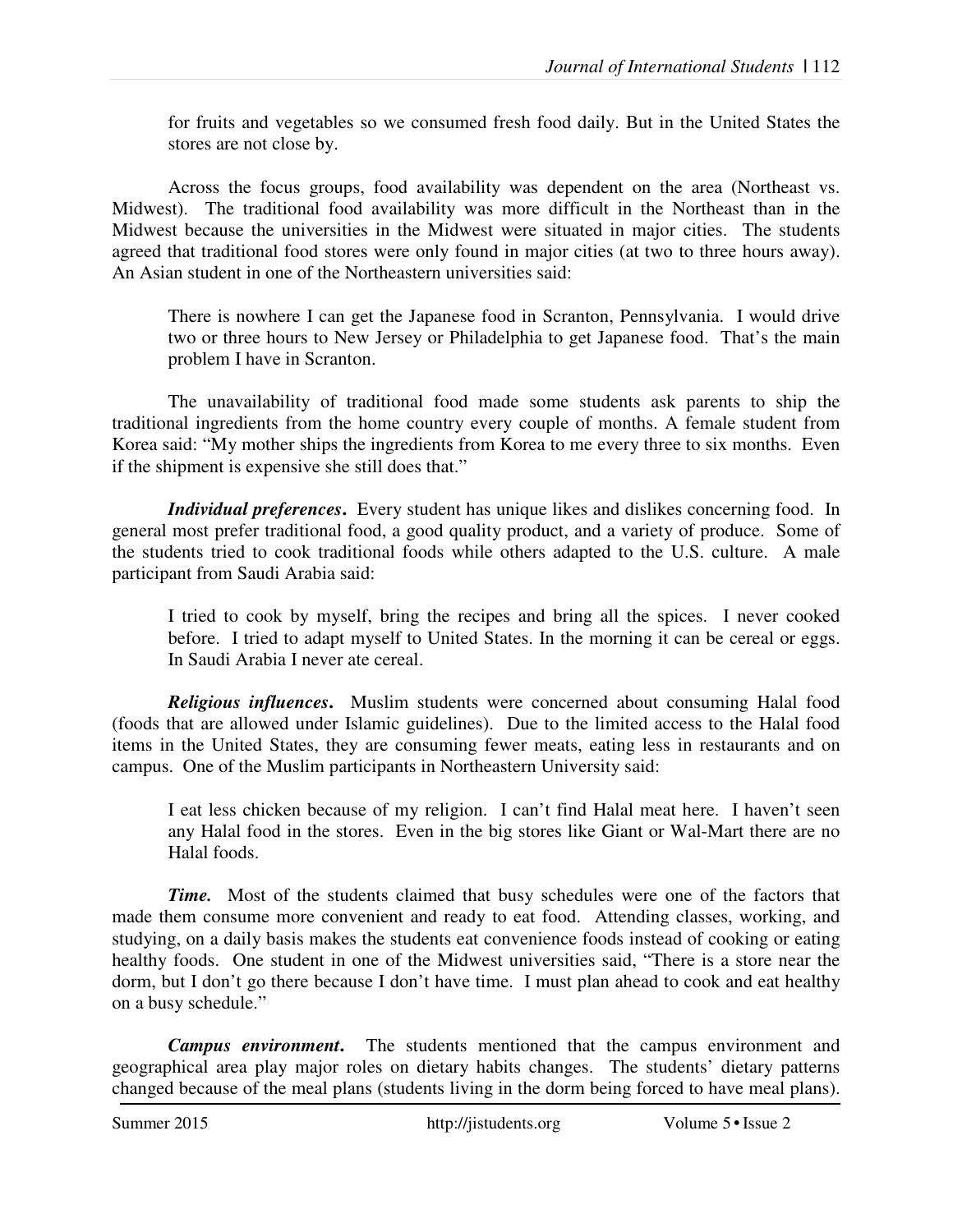> for fruits and vegetables so we consumed fresh food daily. But in the United States the stores are not close by.

Across the focus groups, food availability was dependent on the area (Northeast vs. Midwest). The traditional food availability was more difficult in the Northeast than in the Midwest because the universities in the Midwest were situated in major cities. The students agreed that traditional food stores were only found in major cities (at two to three hours away). An Asian student in one of the Northeastern universities said:

> There is nowhere I can get the Japanese food in Scranton, Pennsylvania. I would drive two or three hours to New Jersey or Philadelphia to get Japanese food. That's the main problem I have in Scranton.

The unavailability of traditional food made some students ask parents to ship the traditional ingredients from the home country every couple of months. A female student from Korea said: "My mother ships the ingredients from Korea to me every three to six months. Even if the shipment is expensive she still does that."

***Individual preferences***. Every student has unique likes and dislikes concerning food. In general most prefer traditional food, a good quality product, and a variety of produce. Some of the students tried to cook traditional foods while others adapted to the U.S. culture. A male participant from Saudi Arabia said:

> I tried to cook by myself, bring the recipes and bring all the spices. I never cooked before. I tried to adapt myself to United States. In the morning it can be cereal or eggs. In Saudi Arabia I never ate cereal.

***Religious influences***. Muslim students were concerned about consuming Halal food (foods that are allowed under Islamic guidelines). Due to the limited access to the Halal food items in the United States, they are consuming fewer meats, eating less in restaurants and on campus. One of the Muslim participants in Northeastern University said:

> I eat less chicken because of my religion. I can't find Halal meat here. I haven't seen any Halal food in the stores. Even in the big stores like Giant or Wal-Mart there are no Halal foods.

***Time.*** Most of the students claimed that busy schedules were one of the factors that made them consume more convenient and ready to eat food. Attending classes, working, and studying, on a daily basis makes the students eat convenience foods instead of cooking or eating healthy foods. One student in one of the Midwest universities said, "There is a store near the dorm, but I don't go there because I don't have time. I must plan ahead to cook and eat healthy on a busy schedule."

***Campus environment***. The students mentioned that the campus environment and geographical area play major roles on dietary habits changes. The students' dietary patterns changed because of the meal plans (students living in the dorm being forced to have meal plans).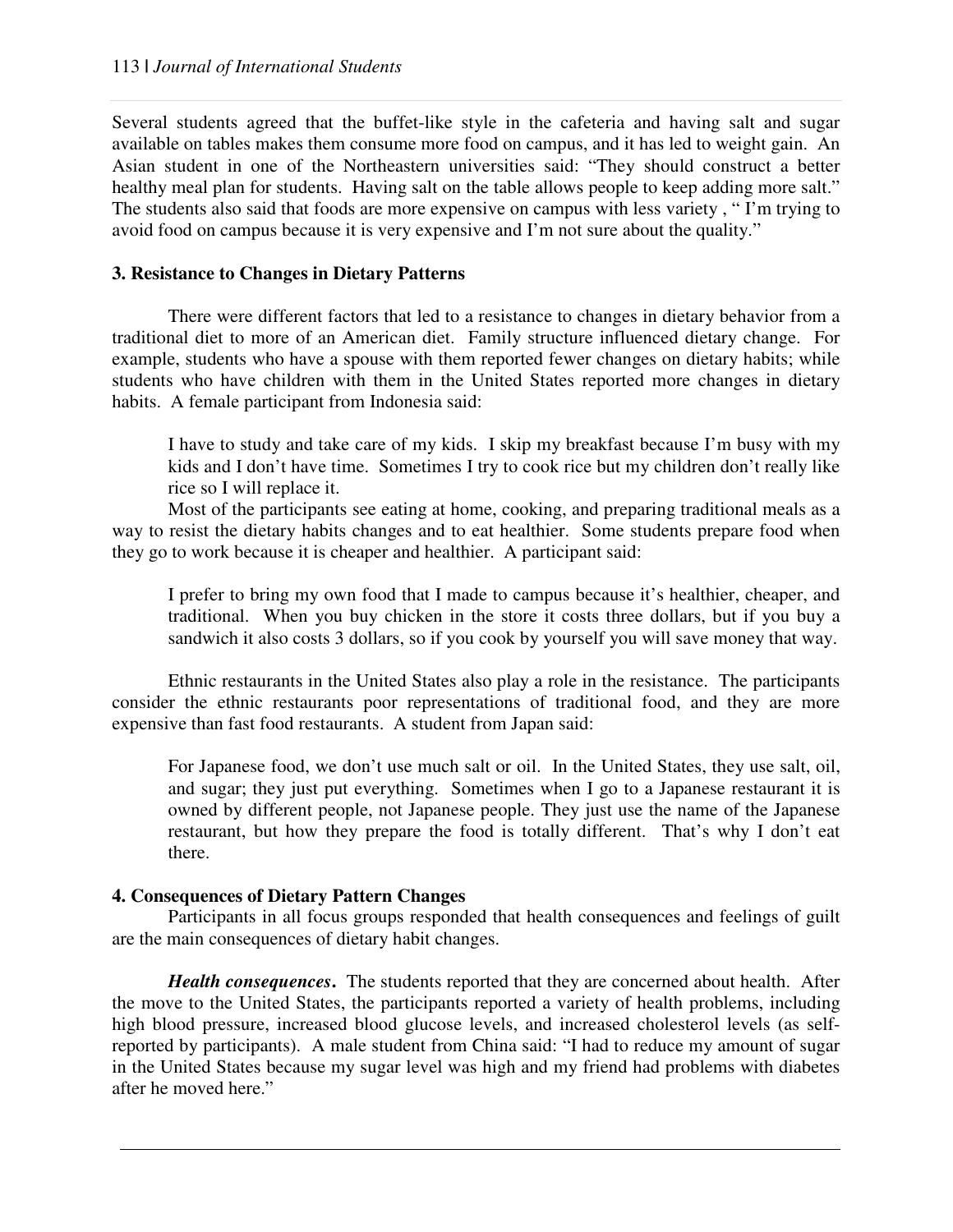Several students agreed that the buffet-like style in the cafeteria and having salt and sugar available on tables makes them consume more food on campus, and it has led to weight gain. An Asian student in one of the Northeastern universities said: "They should construct a better healthy meal plan for students. Having salt on the table allows people to keep adding more salt." The students also said that foods are more expensive on campus with less variety , " I'm trying to avoid food on campus because it is very expensive and I'm not sure about the quality."

**3. Resistance to Changes in Dietary Patterns**

There were different factors that led to a resistance to changes in dietary behavior from a traditional diet to more of an American diet. Family structure influenced dietary change. For example, students who have a spouse with them reported fewer changes on dietary habits; while students who have children with them in the United States reported more changes in dietary habits. A female participant from Indonesia said:

> I have to study and take care of my kids. I skip my breakfast because I'm busy with my kids and I don't have time. Sometimes I try to cook rice but my children don't really like rice so I will replace it.

Most of the participants see eating at home, cooking, and preparing traditional meals as a way to resist the dietary habits changes and to eat healthier. Some students prepare food when they go to work because it is cheaper and healthier. A participant said:

> I prefer to bring my own food that I made to campus because it's healthier, cheaper, and traditional. When you buy chicken in the store it costs three dollars, but if you buy a sandwich it also costs 3 dollars, so if you cook by yourself you will save money that way.

Ethnic restaurants in the United States also play a role in the resistance. The participants consider the ethnic restaurants poor representations of traditional food, and they are more expensive than fast food restaurants. A student from Japan said:

> For Japanese food, we don't use much salt or oil. In the United States, they use salt, oil, and sugar; they just put everything. Sometimes when I go to a Japanese restaurant it is owned by different people, not Japanese people. They just use the name of the Japanese restaurant, but how they prepare the food is totally different. That's why I don't eat there.

**4. Consequences of Dietary Pattern Changes**

Participants in all focus groups responded that health consequences and feelings of guilt are the main consequences of dietary habit changes.

***Health consequences*.** The students reported that they are concerned about health. After the move to the United States, the participants reported a variety of health problems, including high blood pressure, increased blood glucose levels, and increased cholesterol levels (as self-reported by participants). A male student from China said: "I had to reduce my amount of sugar in the United States because my sugar level was high and my friend had problems with diabetes after he moved here."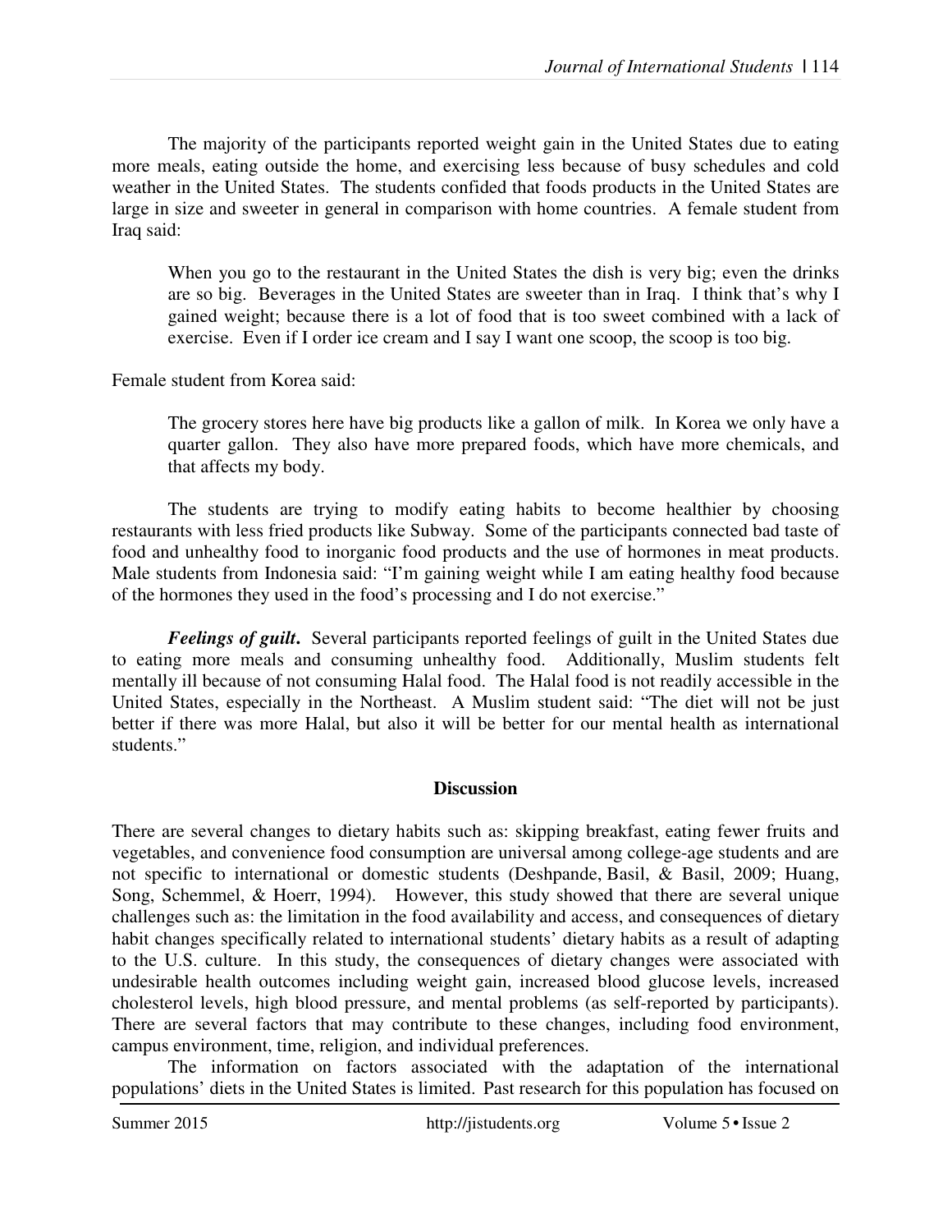The majority of the participants reported weight gain in the United States due to eating more meals, eating outside the home, and exercising less because of busy schedules and cold weather in the United States. The students confided that foods products in the United States are large in size and sweeter in general in comparison with home countries. A female student from Iraq said:

> When you go to the restaurant in the United States the dish is very big; even the drinks are so big. Beverages in the United States are sweeter than in Iraq. I think that's why I gained weight; because there is a lot of food that is too sweet combined with a lack of exercise. Even if I order ice cream and I say I want one scoop, the scoop is too big.

Female student from Korea said:

> The grocery stores here have big products like a gallon of milk. In Korea we only have a quarter gallon. They also have more prepared foods, which have more chemicals, and that affects my body.

The students are trying to modify eating habits to become healthier by choosing restaurants with less fried products like Subway. Some of the participants connected bad taste of food and unhealthy food to inorganic food products and the use of hormones in meat products. Male students from Indonesia said: "I'm gaining weight while I am eating healthy food because of the hormones they used in the food's processing and I do not exercise."

***Feelings of guilt***. Several participants reported feelings of guilt in the United States due to eating more meals and consuming unhealthy food. Additionally, Muslim students felt mentally ill because of not consuming Halal food. The Halal food is not readily accessible in the United States, especially in the Northeast. A Muslim student said: "The diet will not be just better if there was more Halal, but also it will be better for our mental health as international students."

## Discussion

There are several changes to dietary habits such as: skipping breakfast, eating fewer fruits and vegetables, and convenience food consumption are universal among college-age students and are not specific to international or domestic students (Deshpande, Basil, & Basil, 2009; Huang, Song, Schemmel, & Hoerr, 1994). However, this study showed that there are several unique challenges such as: the limitation in the food availability and access, and consequences of dietary habit changes specifically related to international students' dietary habits as a result of adapting to the U.S. culture. In this study, the consequences of dietary changes were associated with undesirable health outcomes including weight gain, increased blood glucose levels, increased cholesterol levels, high blood pressure, and mental problems (as self-reported by participants). There are several factors that may contribute to these changes, including food environment, campus environment, time, religion, and individual preferences.

The information on factors associated with the adaptation of the international populations' diets in the United States is limited. Past research for this population has focused on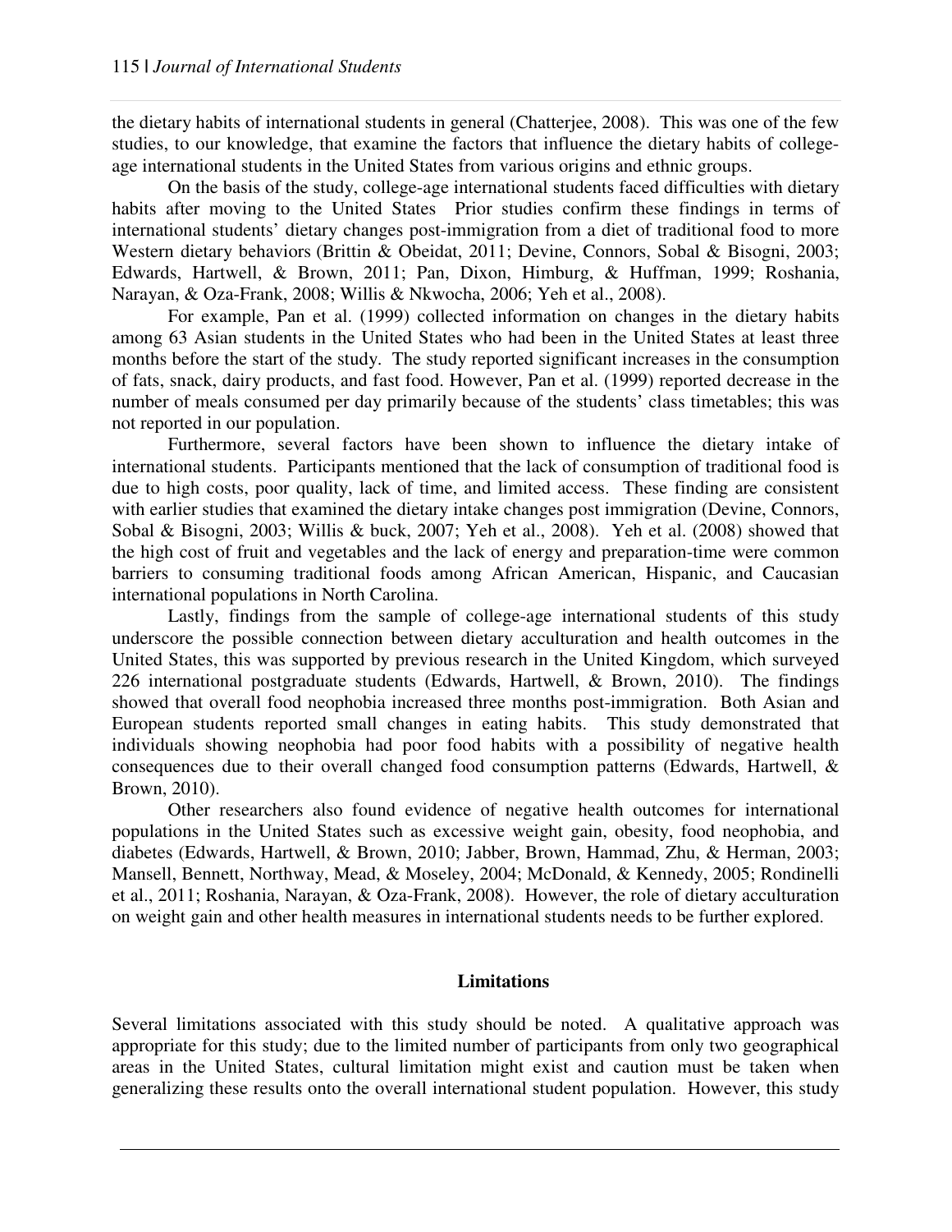the dietary habits of international students in general (Chatterjee, 2008). This was one of the few studies, to our knowledge, that examine the factors that influence the dietary habits of college-age international students in the United States from various origins and ethnic groups.

On the basis of the study, college-age international students faced difficulties with dietary habits after moving to the United States Prior studies confirm these findings in terms of international students' dietary changes post-immigration from a diet of traditional food to more Western dietary behaviors (Brittin & Obeidat, 2011; Devine, Connors, Sobal & Bisogni, 2003; Edwards, Hartwell, & Brown, 2011; Pan, Dixon, Himburg, & Huffman, 1999; Roshania, Narayan, & Oza-Frank, 2008; Willis & Nkwocha, 2006; Yeh et al., 2008).

For example, Pan et al. (1999) collected information on changes in the dietary habits among 63 Asian students in the United States who had been in the United States at least three months before the start of the study. The study reported significant increases in the consumption of fats, snack, dairy products, and fast food. However, Pan et al. (1999) reported decrease in the number of meals consumed per day primarily because of the students' class timetables; this was not reported in our population.

Furthermore, several factors have been shown to influence the dietary intake of international students. Participants mentioned that the lack of consumption of traditional food is due to high costs, poor quality, lack of time, and limited access. These finding are consistent with earlier studies that examined the dietary intake changes post immigration (Devine, Connors, Sobal & Bisogni, 2003; Willis & buck, 2007; Yeh et al., 2008). Yeh et al. (2008) showed that the high cost of fruit and vegetables and the lack of energy and preparation-time were common barriers to consuming traditional foods among African American, Hispanic, and Caucasian international populations in North Carolina.

Lastly, findings from the sample of college-age international students of this study underscore the possible connection between dietary acculturation and health outcomes in the United States, this was supported by previous research in the United Kingdom, which surveyed 226 international postgraduate students (Edwards, Hartwell, & Brown, 2010). The findings showed that overall food neophobia increased three months post-immigration. Both Asian and European students reported small changes in eating habits. This study demonstrated that individuals showing neophobia had poor food habits with a possibility of negative health consequences due to their overall changed food consumption patterns (Edwards, Hartwell, & Brown, 2010).

Other researchers also found evidence of negative health outcomes for international populations in the United States such as excessive weight gain, obesity, food neophobia, and diabetes (Edwards, Hartwell, & Brown, 2010; Jabber, Brown, Hammad, Zhu, & Herman, 2003; Mansell, Bennett, Northway, Mead, & Moseley, 2004; McDonald, & Kennedy, 2005; Rondinelli et al., 2011; Roshania, Narayan, & Oza-Frank, 2008). However, the role of dietary acculturation on weight gain and other health measures in international students needs to be further explored.

## Limitations

Several limitations associated with this study should be noted. A qualitative approach was appropriate for this study; due to the limited number of participants from only two geographical areas in the United States, cultural limitation might exist and caution must be taken when generalizing these results onto the overall international student population. However, this study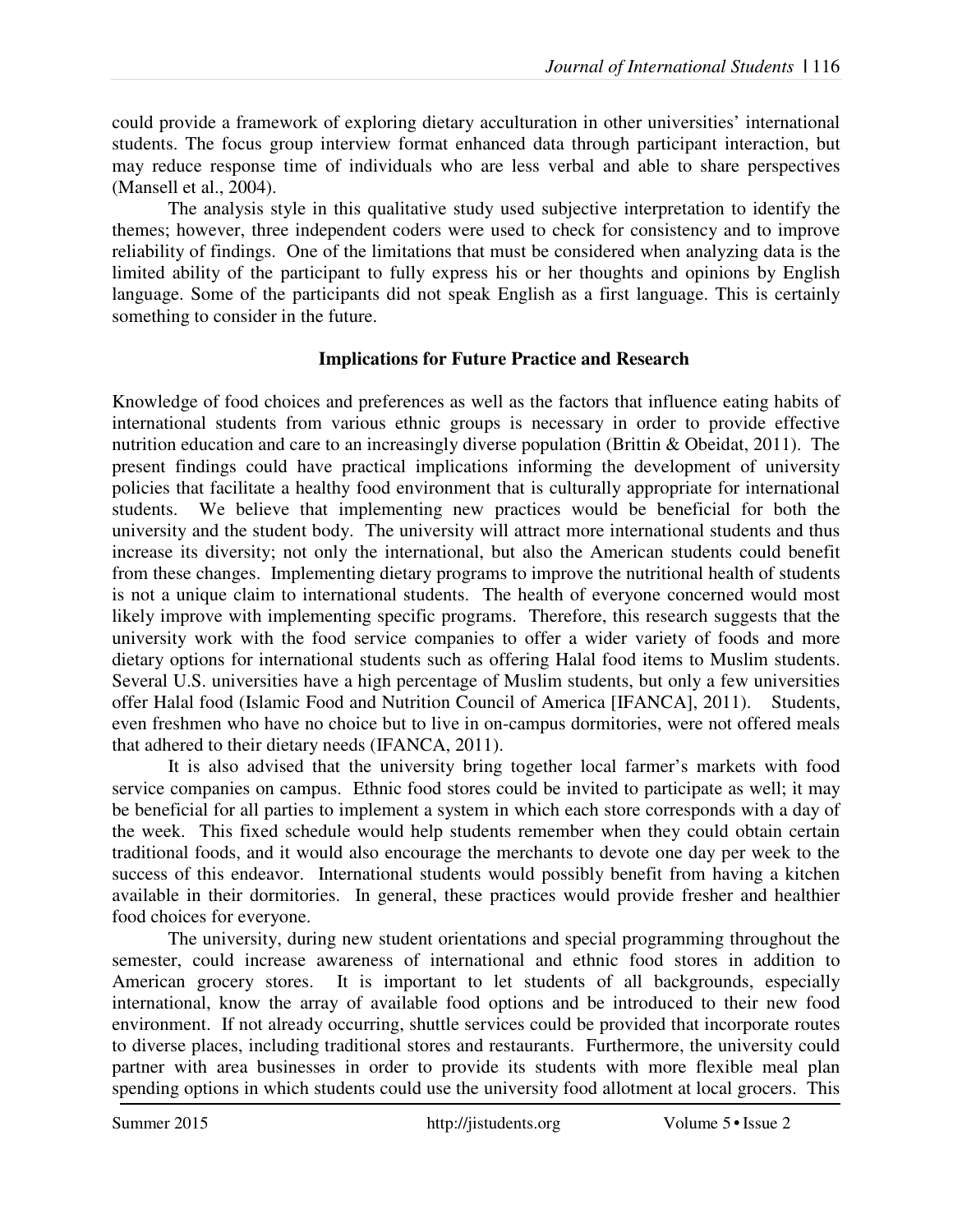could provide a framework of exploring dietary acculturation in other universities' international students. The focus group interview format enhanced data through participant interaction, but may reduce response time of individuals who are less verbal and able to share perspectives (Mansell et al., 2004).

The analysis style in this qualitative study used subjective interpretation to identify the themes; however, three independent coders were used to check for consistency and to improve reliability of findings. One of the limitations that must be considered when analyzing data is the limited ability of the participant to fully express his or her thoughts and opinions by English language. Some of the participants did not speak English as a first language. This is certainly something to consider in the future.

## Implications for Future Practice and Research

Knowledge of food choices and preferences as well as the factors that influence eating habits of international students from various ethnic groups is necessary in order to provide effective nutrition education and care to an increasingly diverse population (Brittin & Obeidat, 2011). The present findings could have practical implications informing the development of university policies that facilitate a healthy food environment that is culturally appropriate for international students. We believe that implementing new practices would be beneficial for both the university and the student body. The university will attract more international students and thus increase its diversity; not only the international, but also the American students could benefit from these changes. Implementing dietary programs to improve the nutritional health of students is not a unique claim to international students. The health of everyone concerned would most likely improve with implementing specific programs. Therefore, this research suggests that the university work with the food service companies to offer a wider variety of foods and more dietary options for international students such as offering Halal food items to Muslim students. Several U.S. universities have a high percentage of Muslim students, but only a few universities offer Halal food (Islamic Food and Nutrition Council of America [IFANCA], 2011). Students, even freshmen who have no choice but to live in on-campus dormitories, were not offered meals that adhered to their dietary needs (IFANCA, 2011).

It is also advised that the university bring together local farmer's markets with food service companies on campus. Ethnic food stores could be invited to participate as well; it may be beneficial for all parties to implement a system in which each store corresponds with a day of the week. This fixed schedule would help students remember when they could obtain certain traditional foods, and it would also encourage the merchants to devote one day per week to the success of this endeavor. International students would possibly benefit from having a kitchen available in their dormitories. In general, these practices would provide fresher and healthier food choices for everyone.

The university, during new student orientations and special programming throughout the semester, could increase awareness of international and ethnic food stores in addition to American grocery stores. It is important to let students of all backgrounds, especially international, know the array of available food options and be introduced to their new food environment. If not already occurring, shuttle services could be provided that incorporate routes to diverse places, including traditional stores and restaurants. Furthermore, the university could partner with area businesses in order to provide its students with more flexible meal plan spending options in which students could use the university food allotment at local grocers. This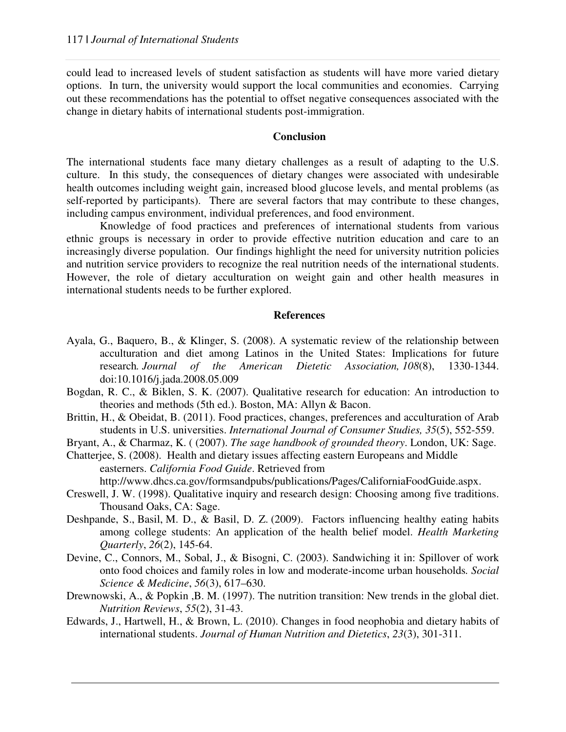could lead to increased levels of student satisfaction as students will have more varied dietary options. In turn, the university would support the local communities and economies. Carrying out these recommendations has the potential to offset negative consequences associated with the change in dietary habits of international students post-immigration.

## Conclusion

The international students face many dietary challenges as a result of adapting to the U.S. culture. In this study, the consequences of dietary changes were associated with undesirable health outcomes including weight gain, increased blood glucose levels, and mental problems (as self-reported by participants). There are several factors that may contribute to these changes, including campus environment, individual preferences, and food environment.

Knowledge of food practices and preferences of international students from various ethnic groups is necessary in order to provide effective nutrition education and care to an increasingly diverse population. Our findings highlight the need for university nutrition policies and nutrition service providers to recognize the real nutrition needs of the international students. However, the role of dietary acculturation on weight gain and other health measures in international students needs to be further explored.

## References

Ayala, G., Baquero, B., & Klinger, S. (2008). A systematic review of the relationship between acculturation and diet among Latinos in the United States: Implications for future research*. Journal of the American Dietetic Association, 108*(8), 1330-1344. doi:10.1016/j.jada.2008.05.009

Bogdan, R. C., & Biklen, S. K. (2007). Qualitative research for education: An introduction to theories and methods (5th ed.). Boston, MA: Allyn & Bacon.

Brittin, H., & Obeidat, B. (2011). Food practices, changes, preferences and acculturation of Arab students in U.S. universities. *International Journal of Consumer Studies, 35*(5), 552-559.

Bryant, A., & Charmaz, K. ( (2007). *The sage handbook of grounded theory*. London, UK: Sage.

Chatterjee, S. (2008). Health and dietary issues affecting eastern Europeans and Middle easterners. *California Food Guide*. Retrieved from http://www.dhcs.ca.gov/formsandpubs/publications/Pages/CaliforniaFoodGuide.aspx.

Creswell, J. W. (1998). Qualitative inquiry and research design: Choosing among five traditions. Thousand Oaks, CA: Sage.

Deshpande, S., Basil, M. D., & Basil, D. Z. (2009). Factors influencing healthy eating habits among college students: An application of the health belief model. *Health Marketing Quarterly*, *26*(2), 145-64.

Devine, C., Connors, M., Sobal, J., & Bisogni, C. (2003). Sandwiching it in: Spillover of work onto food choices and family roles in low and moderate-income urban households*. Social Science & Medicine*, *56*(3), 617–630.

Drewnowski, A., & Popkin ,B. M. (1997). The nutrition transition: New trends in the global diet. *Nutrition Reviews*, *55*(2), 31-43.

Edwards, J., Hartwell, H., & Brown, L. (2010). Changes in food neophobia and dietary habits of international students. *Journal of Human Nutrition and Dietetics*, *23*(3), 301-311.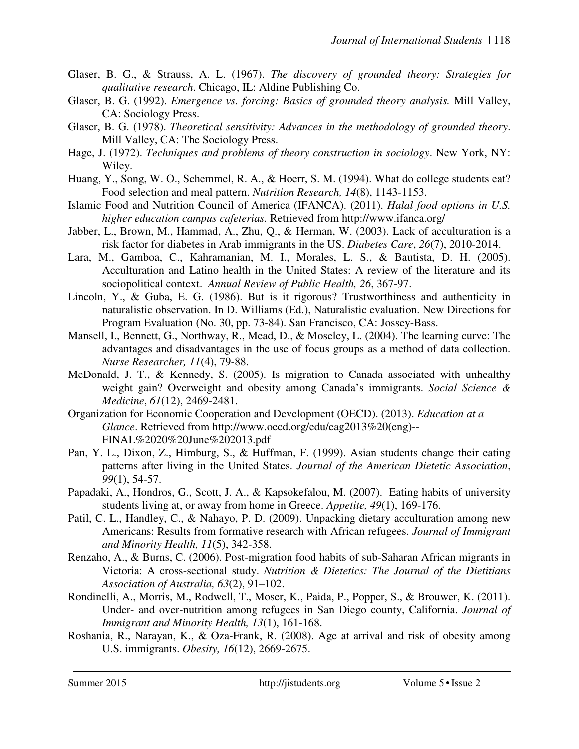Glaser, B. G., & Strauss, A. L. (1967). *The discovery of grounded theory: Strategies for qualitative research*. Chicago, IL: Aldine Publishing Co.

Glaser, B. G. (1992). *Emergence vs. forcing: Basics of grounded theory analysis.* Mill Valley, CA: Sociology Press.

Glaser, B. G. (1978). *Theoretical sensitivity: Advances in the methodology of grounded theory*. Mill Valley, CA: The Sociology Press.

Hage, J. (1972). *Techniques and problems of theory construction in sociology*. New York, NY: Wiley.

Huang, Y., Song, W. O., Schemmel, R. A., & Hoerr, S. M. (1994). What do college students eat? Food selection and meal pattern. *Nutrition Research, 14*(8), 1143-1153.

Islamic Food and Nutrition Council of America (IFANCA). (2011). *Halal food options in U.S. higher education campus cafeterias.* Retrieved from http://www.ifanca.org/

Jabber, L., Brown, M., Hammad, A., Zhu, Q., & Herman, W. (2003). Lack of acculturation is a risk factor for diabetes in Arab immigrants in the US. *Diabetes Care*, *26*(7), 2010-2014.

Lara, M., Gamboa, C., Kahramanian, M. I., Morales, L. S., & Bautista, D. H. (2005). Acculturation and Latino health in the United States: A review of the literature and its sociopolitical context. *Annual Review of Public Health, 26*, 367-97.

Lincoln, Y., & Guba, E. G. (1986). But is it rigorous? Trustworthiness and authenticity in naturalistic observation. In D. Williams (Ed.), Naturalistic evaluation. New Directions for Program Evaluation (No. 30, pp. 73-84). San Francisco, CA: Jossey-Bass.

Mansell, I., Bennett, G., Northway, R., Mead, D., & Moseley, L. (2004). The learning curve: The advantages and disadvantages in the use of focus groups as a method of data collection. *Nurse Researcher, 11*(4), 79-88.

McDonald, J. T., & Kennedy, S. (2005). Is migration to Canada associated with unhealthy weight gain? Overweight and obesity among Canada's immigrants. *Social Science & Medicine*, *61*(12), 2469-2481.

Organization for Economic Cooperation and Development (OECD). (2013). *Education at a Glance*. Retrieved from http://www.oecd.org/edu/eag2013%20(eng)--FINAL%2020%20June%202013.pdf

Pan, Y. L., Dixon, Z., Himburg, S., & Huffman, F. (1999). Asian students change their eating patterns after living in the United States. *Journal of the American Dietetic Association*, *99*(1), 54-57.

Papadaki, A., Hondros, G., Scott, J. A., & Kapsokefalou, M. (2007). Eating habits of university students living at, or away from home in Greece. *Appetite, 49*(1), 169-176.

Patil, C. L., Handley, C., & Nahayo, P. D. (2009). Unpacking dietary acculturation among new Americans: Results from formative research with African refugees. *Journal of Immigrant and Minority Health, 11*(5), 342-358.

Renzaho, A., & Burns, C. (2006). Post-migration food habits of sub-Saharan African migrants in Victoria: A cross-sectional study. *Nutrition & Dietetics: The Journal of the Dietitians Association of Australia, 63*(2), 91–102.

Rondinelli, A., Morris, M., Rodwell, T., Moser, K., Paida, P., Popper, S., & Brouwer, K. (2011). Under- and over-nutrition among refugees in San Diego county, California. *Journal of Immigrant and Minority Health, 13*(1), 161-168.

Roshania, R., Narayan, K., & Oza-Frank, R. (2008). Age at arrival and risk of obesity among U.S. immigrants. *Obesity, 16*(12), 2669-2675.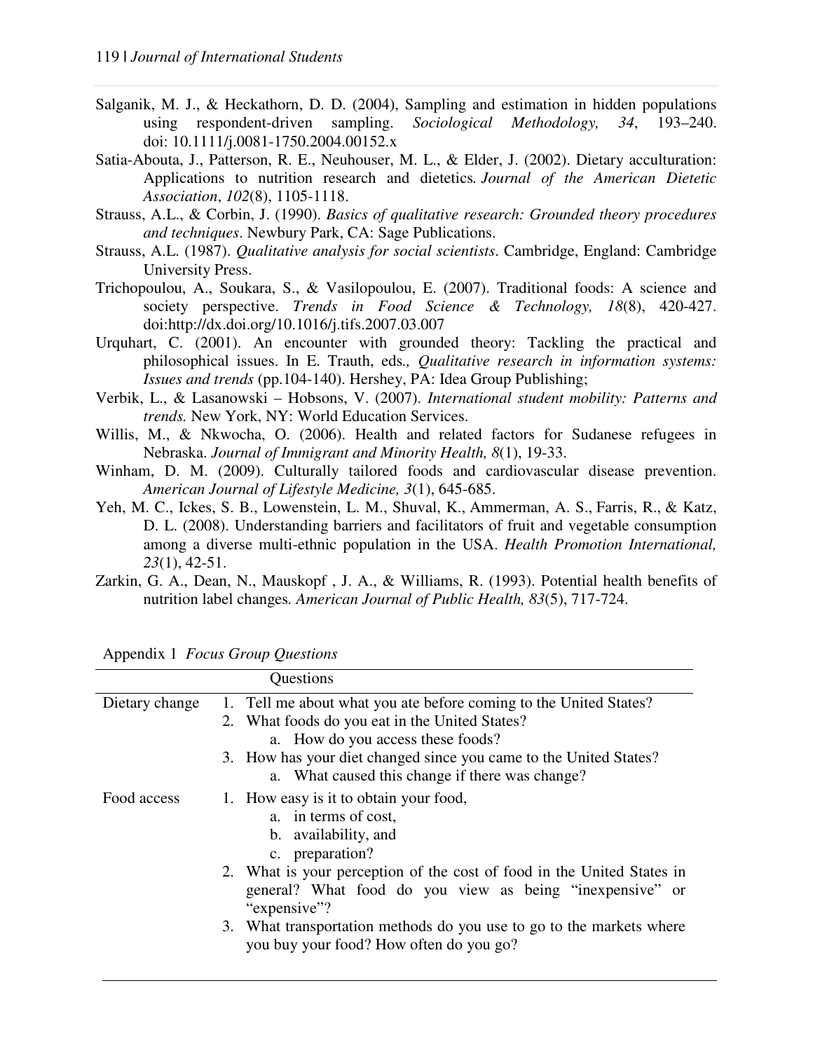Salganik, M. J., & Heckathorn, D. D. (2004), Sampling and estimation in hidden populations using respondent-driven sampling. *Sociological Methodology, 34*, 193–240. doi: 10.1111/j.0081-1750.2004.00152.x

Satia-Abouta, J., Patterson, R. E., Neuhouser, M. L., & Elder, J. (2002). Dietary acculturation: Applications to nutrition research and dietetics. *Journal of the American Dietetic Association*, *102*(8), 1105-1118.

Strauss, A.L., & Corbin, J. (1990). *Basics of qualitative research: Grounded theory procedures and techniques*. Newbury Park, CA: Sage Publications.

Strauss, A.L. (1987). *Qualitative analysis for social scientists*. Cambridge, England: Cambridge University Press.

Trichopoulou, A., Soukara, S., & Vasilopoulou, E. (2007). Traditional foods: A science and society perspective. *Trends in Food Science & Technology, 18*(8), 420-427. doi:http://dx.doi.org/10.1016/j.tifs.2007.03.007

Urquhart, C. (2001). An encounter with grounded theory: Tackling the practical and philosophical issues. In E. Trauth, eds*., Qualitative research in information systems: Issues and trends* (pp.104-140). Hershey, PA: Idea Group Publishing;

Verbik, L., & Lasanowski – Hobsons, V. (2007). *International student mobility: Patterns and trends.* New York, NY: World Education Services.

Willis, M., & Nkwocha, O. (2006). Health and related factors for Sudanese refugees in Nebraska. *Journal of Immigrant and Minority Health, 8*(1), 19-33.

Winham, D. M. (2009). Culturally tailored foods and cardiovascular disease prevention. *American Journal of Lifestyle Medicine, 3*(1), 645-685.

Yeh, M. C., Ickes, S. B., Lowenstein, L. M., Shuval, K., Ammerman, A. S., Farris, R., & Katz, D. L. (2008). Understanding barriers and facilitators of fruit and vegetable consumption among a diverse multi-ethnic population in the USA. *Health Promotion International, 23*(1), 42-51.

Zarkin, G. A., Dean, N., Mauskopf , J. A., & Williams, R. (1993). Potential health benefits of nutrition label changes*. American Journal of Public Health, 83*(5), 717-724.

Appendix 1 *Focus Group Questions*

| | Questions |
|---|---|
| Dietary change | 1. Tell me about what you ate before coming to the United States?<br>2. What foods do you eat in the United States?<br>&nbsp;&nbsp;&nbsp;a. How do you access these foods?<br>3. How has your diet changed since you came to the United States?<br>&nbsp;&nbsp;&nbsp;a. What caused this change if there was change? |
| Food access | 1. How easy is it to obtain your food,<br>&nbsp;&nbsp;&nbsp;a. in terms of cost,<br>&nbsp;&nbsp;&nbsp;b. availability, and<br>&nbsp;&nbsp;&nbsp;c. preparation?<br>2. What is your perception of the cost of food in the United States in general? What food do you view as being "inexpensive" or "expensive"?<br>3. What transportation methods do you use to go to the markets where you buy your food? How often do you go? |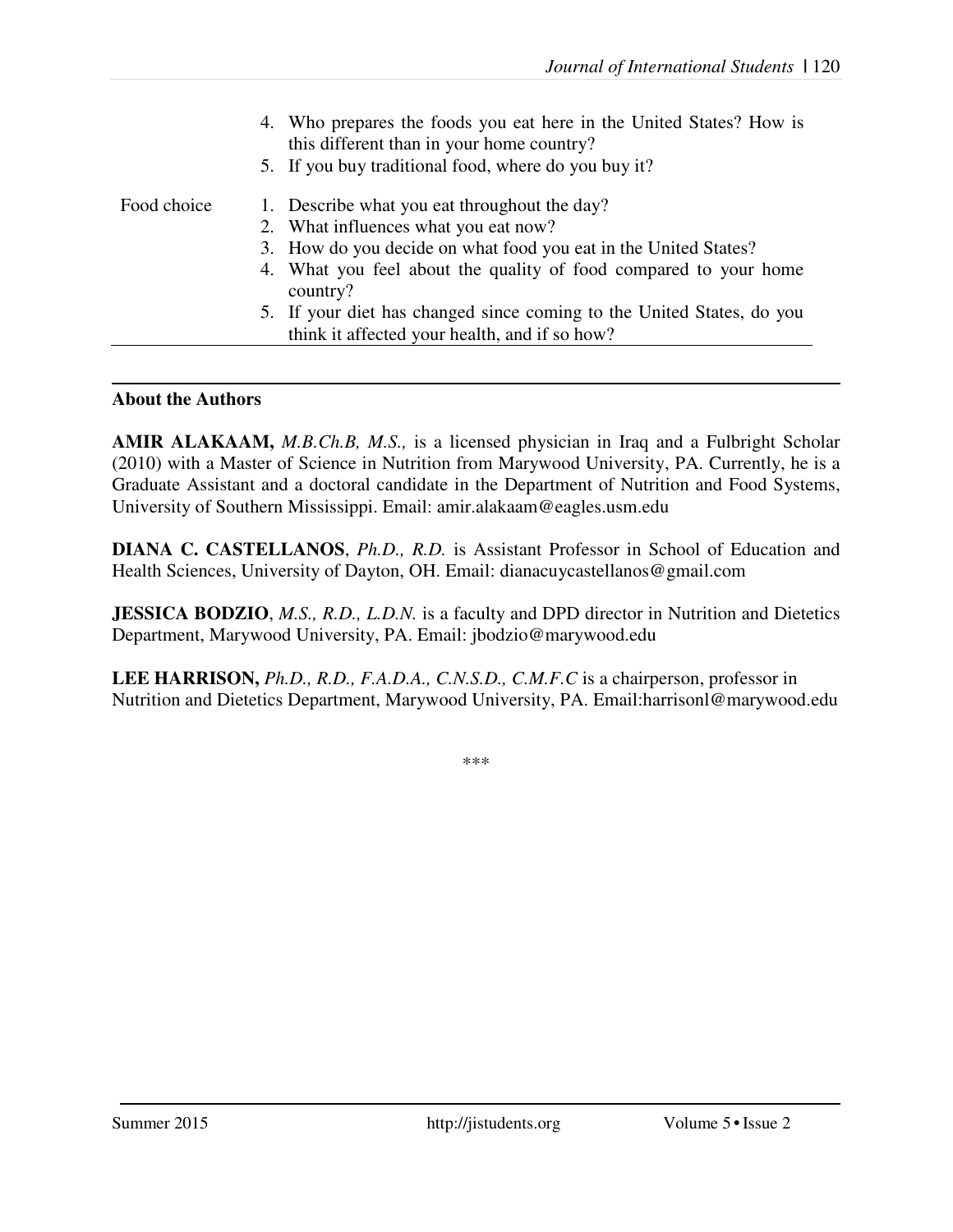| | |
|---|---|
| | 4. Who prepares the foods you eat here in the United States? How is this different than in your home country?<br>5. If you buy traditional food, where do you buy it? |
| Food choice | 1. Describe what you eat throughout the day?<br>2. What influences what you eat now?<br>3. How do you decide on what food you eat in the United States?<br>4. What you feel about the quality of food compared to your home country?<br>5. If your diet has changed since coming to the United States, do you think it affected your health, and if so how? |

## About the Authors

**AMIR ALAKAAM,** *M.B.Ch.B, M.S.,* is a licensed physician in Iraq and a Fulbright Scholar (2010) with a Master of Science in Nutrition from Marywood University, PA. Currently, he is a Graduate Assistant and a doctoral candidate in the Department of Nutrition and Food Systems, University of Southern Mississippi. Email: amir.alakaam@eagles.usm.edu

**DIANA C. CASTELLANOS**, *Ph.D., R.D.* is Assistant Professor in School of Education and Health Sciences, University of Dayton, OH. Email: dianacuycastellanos@gmail.com

**JESSICA BODZIO**, *M.S., R.D., L.D.N.* is a faculty and DPD director in Nutrition and Dietetics Department, Marywood University, PA. Email: jbodzio@marywood.edu

**LEE HARRISON,** *Ph.D., R.D., F.A.D.A., C.N.S.D., C.M.F.C* is a chairperson, professor in Nutrition and Dietetics Department, Marywood University, PA. Email:harrisonl@marywood.edu

***